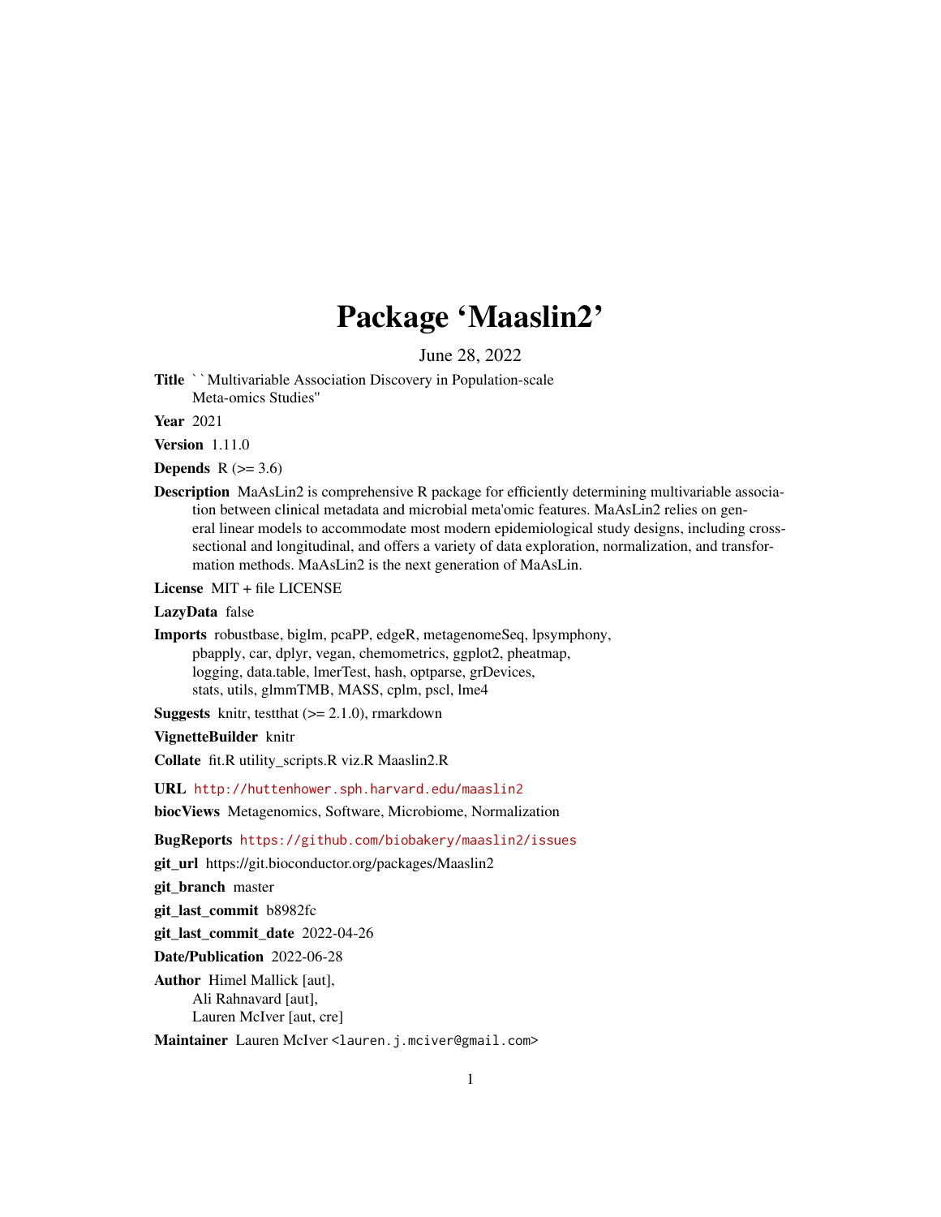# Package 'Maaslin2'

June 28, 2022

**Title** ``Multivariable Association Discovery in Population-scale Meta-omics Studies''

**Year** 2021

**Version** 1.11.0

**Depends** R (>= 3.6)

**Description** MaAsLin2 is comprehensive R package for efficiently determining multivariable association between clinical metadata and microbial meta'omic features. MaAsLin2 relies on general linear models to accommodate most modern epidemiological study designs, including cross-sectional and longitudinal, and offers a variety of data exploration, normalization, and transformation methods. MaAsLin2 is the next generation of MaAsLin.

**License** MIT + file LICENSE

**LazyData** false

**Imports** robustbase, biglm, pcaPP, edgeR, metagenomeSeq, lpsymphony, pbapply, car, dplyr, vegan, chemometrics, ggplot2, pheatmap, logging, data.table, lmerTest, hash, optparse, grDevices, stats, utils, glmmTMB, MASS, cplm, pscl, lme4

**Suggests** knitr, testthat (>= 2.1.0), rmarkdown

**VignetteBuilder** knitr

**Collate** fit.R utility_scripts.R viz.R Maaslin2.R

**URL** http://huttenhower.sph.harvard.edu/maaslin2

**biocViews** Metagenomics, Software, Microbiome, Normalization

**BugReports** https://github.com/biobakery/maaslin2/issues

**git_url** https://git.bioconductor.org/packages/Maaslin2

**git_branch** master

**git_last_commit** b8982fc

**git_last_commit_date** 2022-04-26

**Date/Publication** 2022-06-28

**Author** Himel Mallick [aut],
Ali Rahnavard [aut],
Lauren McIver [aut, cre]

**Maintainer** Lauren McIver <lauren.j.mciver@gmail.com>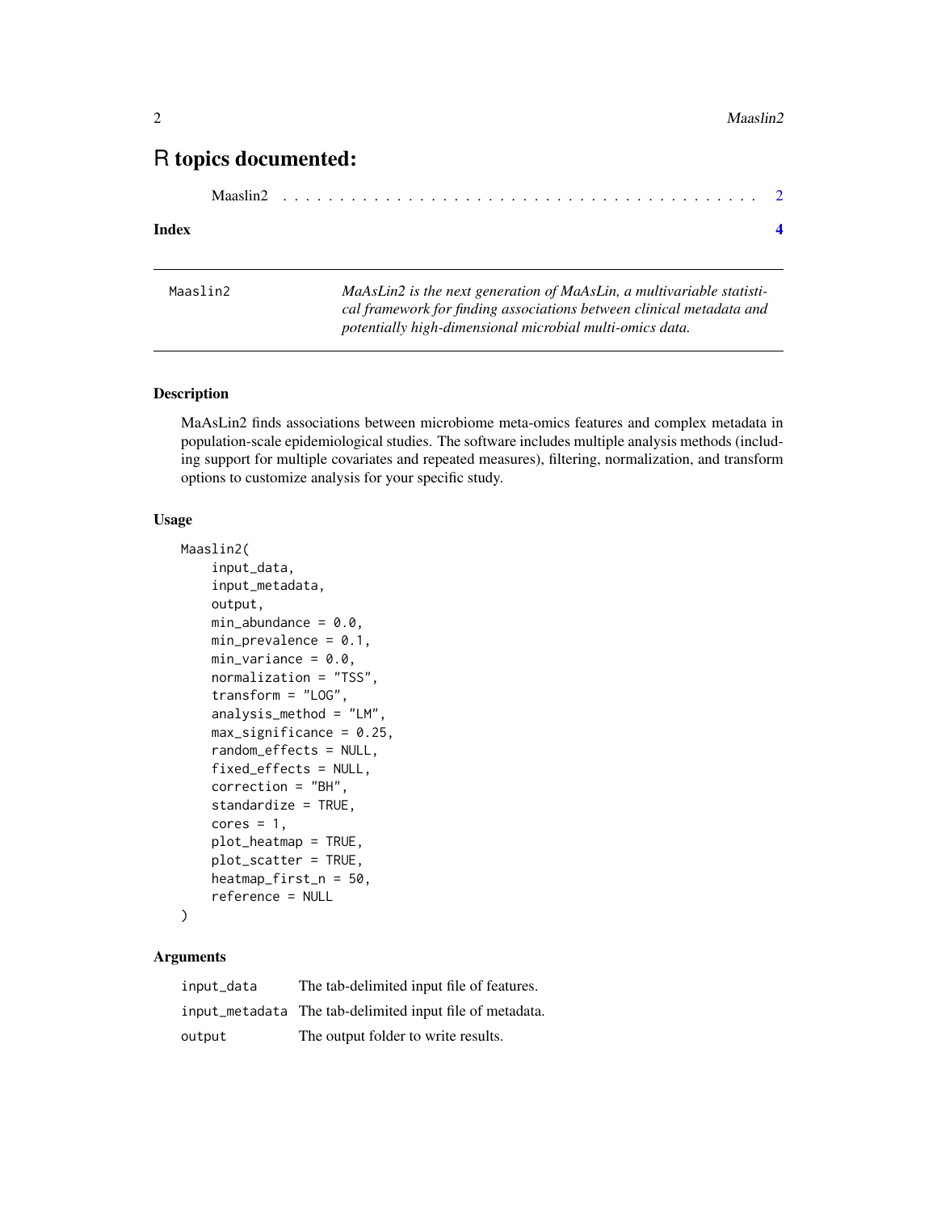# R topics documented:

Maaslin2 . . . . . . . . . . . . . . . . . . . . . . . . . . . . . . . . . . . . . . . . 2

**Index** **4**

---

`Maaslin2` *MaAsLin2 is the next generation of MaAsLin, a multivariable statistical framework for finding associations between clinical metadata and potentially high-dimensional microbial multi-omics data.*

---

## Description

MaAsLin2 finds associations between microbiome meta-omics features and complex metadata in population-scale epidemiological studies. The software includes multiple analysis methods (including support for multiple covariates and repeated measures), filtering, normalization, and transform options to customize analysis for your specific study.

## Usage

```
Maaslin2(
    input_data,
    input_metadata,
    output,
    min_abundance = 0.0,
    min_prevalence = 0.1,
    min_variance = 0.0,
    normalization = "TSS",
    transform = "LOG",
    analysis_method = "LM",
    max_significance = 0.25,
    random_effects = NULL,
    fixed_effects = NULL,
    correction = "BH",
    standardize = TRUE,
    cores = 1,
    plot_heatmap = TRUE,
    plot_scatter = TRUE,
    heatmap_first_n = 50,
    reference = NULL
)
```

## Arguments

| | |
|---|---|
| `input_data` | The tab-delimited input file of features. |
| `input_metadata` | The tab-delimited input file of metadata. |
| `output` | The output folder to write results. |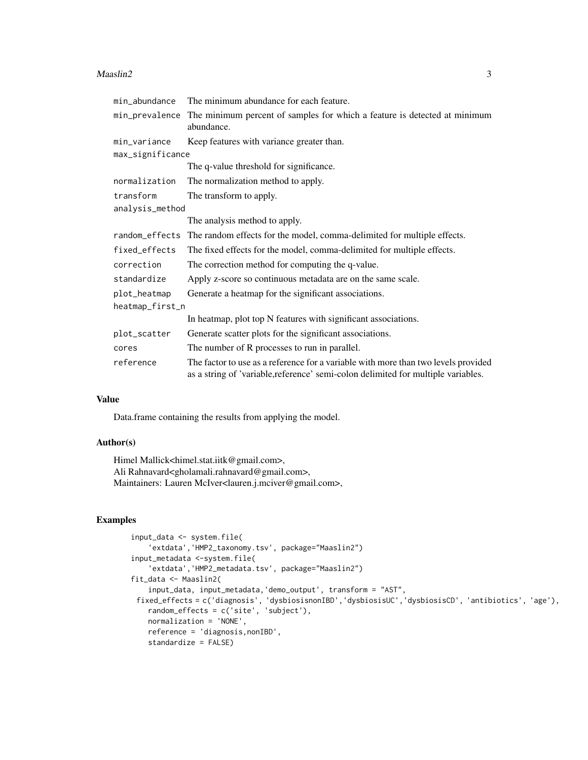| | |
|---|---|
| min_abundance | The minimum abundance for each feature. |
| min_prevalence | The minimum percent of samples for which a feature is detected at minimum abundance. |
| min_variance | Keep features with variance greater than. |
| max_significance | The q-value threshold for significance. |
| normalization | The normalization method to apply. |
| transform | The transform to apply. |
| analysis_method | The analysis method to apply. |
| random_effects | The random effects for the model, comma-delimited for multiple effects. |
| fixed_effects | The fixed effects for the model, comma-delimited for multiple effects. |
| correction | The correction method for computing the q-value. |
| standardize | Apply z-score so continuous metadata are on the same scale. |
| plot_heatmap | Generate a heatmap for the significant associations. |
| heatmap_first_n | In heatmap, plot top N features with significant associations. |
| plot_scatter | Generate scatter plots for the significant associations. |
| cores | The number of R processes to run in parallel. |
| reference | The factor to use as a reference for a variable with more than two levels provided as a string of 'variable,reference' semi-colon delimited for multiple variables. |

## Value

Data.frame containing the results from applying the model.

## Author(s)

Himel Mallick<himel.stat.iitk@gmail.com>,
Ali Rahnavard<gholamali.rahnavard@gmail.com>,
Maintainers: Lauren McIver<lauren.j.mciver@gmail.com>,

## Examples

```
input_data <- system.file(
    'extdata','HMP2_taxonomy.tsv', package="Maaslin2")
input_metadata <-system.file(
    'extdata','HMP2_metadata.tsv', package="Maaslin2")
fit_data <- Maaslin2(
    input_data, input_metadata,'demo_output', transform = "AST",
 fixed_effects = c('diagnosis', 'dysbiosisnonIBD','dysbiosisUC','dysbiosisCD', 'antibiotics', 'age'),
    random_effects = c('site', 'subject'),
    normalization = 'NONE',
    reference = 'diagnosis,nonIBD',
    standardize = FALSE)
```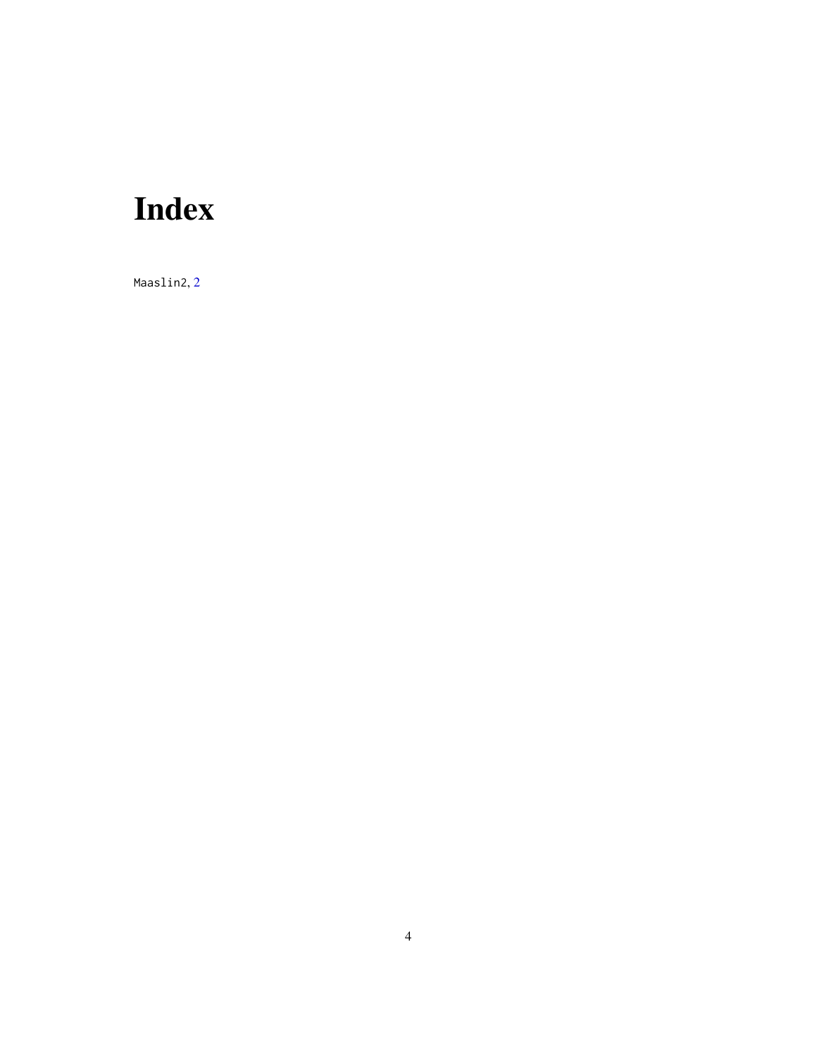# Index

Maaslin2, 2